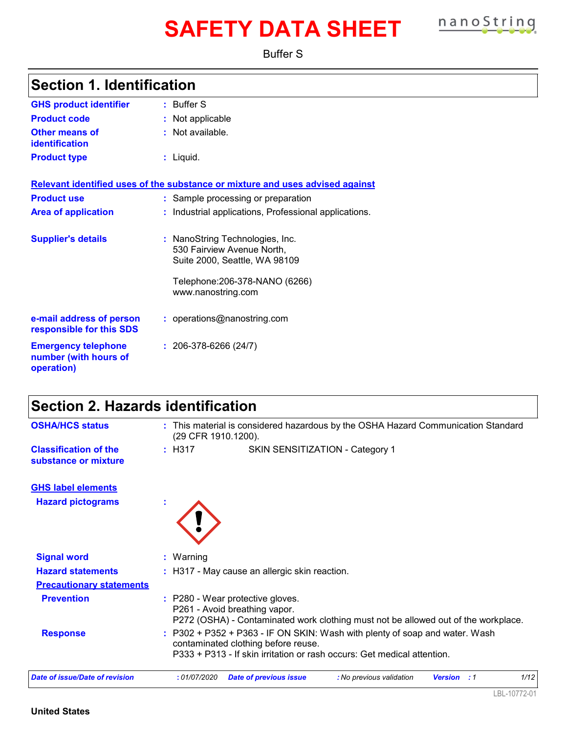# SAFETY DATA SHEET

Buffer S

## Section 1. Identification

**GHS product identifier** : Buffer S

**Product code** : Not applicable

**Other means of identification** : Not available.

**Product type** : Liquid.

**Relevant identified uses of the substance or mixture and uses advised against**

**Product use** : Sample processing or preparation

**Area of application** : Industrial applications, Professional applications.

**Supplier's details** : NanoString Technologies, Inc.
530 Fairview Avenue North,
Suite 2000, Seattle, WA 98109

Telephone:206-378-NANO (6266)
www.nanostring.com

**e-mail address of person responsible for this SDS** : operations@nanostring.com

**Emergency telephone number (with hours of operation)** : 206-378-6266 (24/7)

## Section 2. Hazards identification

**OSHA/HCS status** : This material is considered hazardous by the OSHA Hazard Communication Standard (29 CFR 1910.1200).

**Classification of the substance or mixture** : H317 SKIN SENSITIZATION - Category 1

**GHS label elements**

**Hazard pictograms** :

**Signal word** : Warning

**Hazard statements** : H317 - May cause an allergic skin reaction.

**Precautionary statements**

**Prevention** : P280 - Wear protective gloves.
P261 - Avoid breathing vapor.
P272 (OSHA) - Contaminated work clothing must not be allowed out of the workplace.

**Response** : P302 + P352 + P363 - IF ON SKIN: Wash with plenty of soap and water. Wash contaminated clothing before reuse.
P333 + P313 - If skin irritation or rash occurs: Get medical attention.

*Date of issue/Date of revision* : 01/07/2020 *Date of previous issue* : No previous validation *Version* : 1

LBL-10772-01

**United States**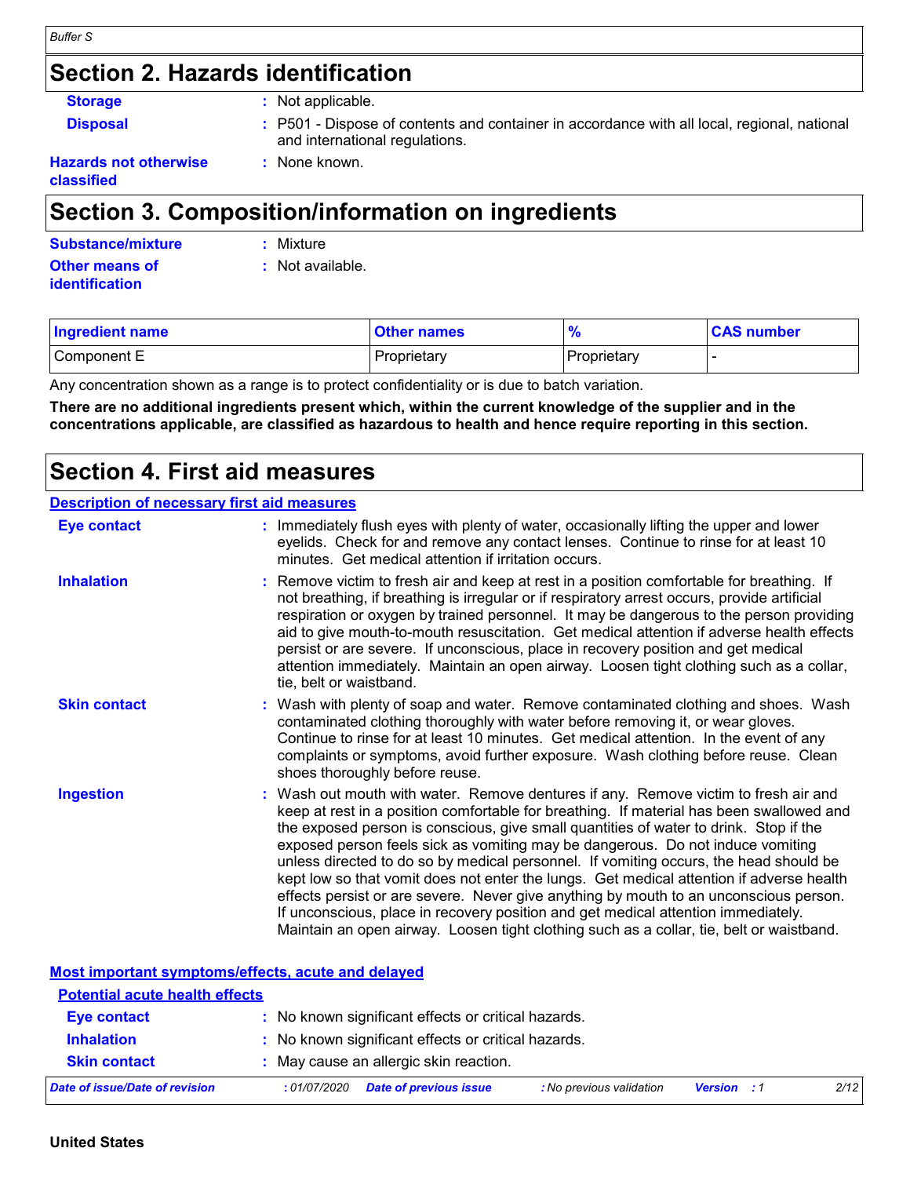## Section 2. Hazards identification

**Storage** : Not applicable.

**Disposal** : P501 - Dispose of contents and container in accordance with all local, regional, national and international regulations.

**Hazards not otherwise classified** : None known.

## Section 3. Composition/information on ingredients

**Substance/mixture** : Mixture

**Other means of identification** : Not available.

| Ingredient name | Other names | % | CAS number |
|---|---|---|---|
| Component E | Proprietary | Proprietary | - |

Any concentration shown as a range is to protect confidentiality or is due to batch variation.

**There are no additional ingredients present which, within the current knowledge of the supplier and in the concentrations applicable, are classified as hazardous to health and hence require reporting in this section.**

## Section 4. First aid measures

### Description of necessary first aid measures

**Eye contact** : Immediately flush eyes with plenty of water, occasionally lifting the upper and lower eyelids. Check for and remove any contact lenses. Continue to rinse for at least 10 minutes. Get medical attention if irritation occurs.

**Inhalation** : Remove victim to fresh air and keep at rest in a position comfortable for breathing. If not breathing, if breathing is irregular or if respiratory arrest occurs, provide artificial respiration or oxygen by trained personnel. It may be dangerous to the person providing aid to give mouth-to-mouth resuscitation. Get medical attention if adverse health effects persist or are severe. If unconscious, place in recovery position and get medical attention immediately. Maintain an open airway. Loosen tight clothing such as a collar, tie, belt or waistband.

**Skin contact** : Wash with plenty of soap and water. Remove contaminated clothing and shoes. Wash contaminated clothing thoroughly with water before removing it, or wear gloves. Continue to rinse for at least 10 minutes. Get medical attention. In the event of any complaints or symptoms, avoid further exposure. Wash clothing before reuse. Clean shoes thoroughly before reuse.

**Ingestion** : Wash out mouth with water. Remove dentures if any. Remove victim to fresh air and keep at rest in a position comfortable for breathing. If material has been swallowed and the exposed person is conscious, give small quantities of water to drink. Stop if the exposed person feels sick as vomiting may be dangerous. Do not induce vomiting unless directed to do so by medical personnel. If vomiting occurs, the head should be kept low so that vomit does not enter the lungs. Get medical attention if adverse health effects persist or are severe. Never give anything by mouth to an unconscious person. If unconscious, place in recovery position and get medical attention immediately. Maintain an open airway. Loosen tight clothing such as a collar, tie, belt or waistband.

### Most important symptoms/effects, acute and delayed

#### Potential acute health effects

**Eye contact** : No known significant effects or critical hazards.

**Inhalation** : No known significant effects or critical hazards.

**Skin contact** : May cause an allergic skin reaction.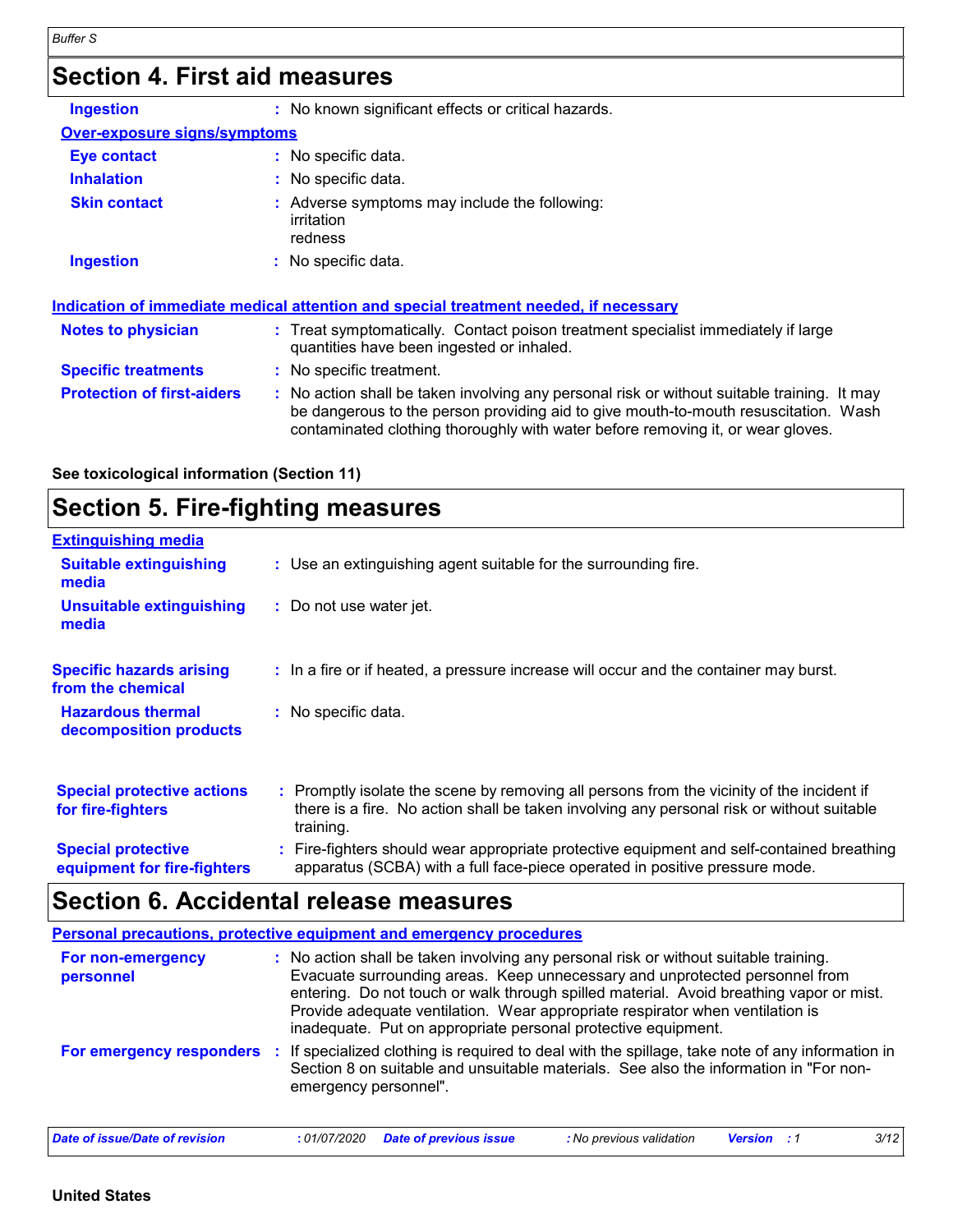## Section 4. First aid measures

| | |
|---|---|
| **Ingestion** | No known significant effects or critical hazards. |

**Over-exposure signs/symptoms**

| | |
|---|---|
| **Eye contact** | No specific data. |
| **Inhalation** | No specific data. |
| **Skin contact** | Adverse symptoms may include the following: irritation redness |
| **Ingestion** | No specific data. |

**Indication of immediate medical attention and special treatment needed, if necessary**

| | |
|---|---|
| **Notes to physician** | Treat symptomatically. Contact poison treatment specialist immediately if large quantities have been ingested or inhaled. |
| **Specific treatments** | No specific treatment. |
| **Protection of first-aiders** | No action shall be taken involving any personal risk or without suitable training. It may be dangerous to the person providing aid to give mouth-to-mouth resuscitation. Wash contaminated clothing thoroughly with water before removing it, or wear gloves. |

**See toxicological information (Section 11)**

## Section 5. Fire-fighting measures

**Extinguishing media**

| | |
|---|---|
| **Suitable extinguishing media** | Use an extinguishing agent suitable for the surrounding fire. |
| **Unsuitable extinguishing media** | Do not use water jet. |
| **Specific hazards arising from the chemical** | In a fire or if heated, a pressure increase will occur and the container may burst. |
| **Hazardous thermal decomposition products** | No specific data. |
| **Special protective actions for fire-fighters** | Promptly isolate the scene by removing all persons from the vicinity of the incident if there is a fire. No action shall be taken involving any personal risk or without suitable training. |
| **Special protective equipment for fire-fighters** | Fire-fighters should wear appropriate protective equipment and self-contained breathing apparatus (SCBA) with a full face-piece operated in positive pressure mode. |

## Section 6. Accidental release measures

**Personal precautions, protective equipment and emergency procedures**

| | |
|---|---|
| **For non-emergency personnel** | No action shall be taken involving any personal risk or without suitable training. Evacuate surrounding areas. Keep unnecessary and unprotected personnel from entering. Do not touch or walk through spilled material. Avoid breathing vapor or mist. Provide adequate ventilation. Wear appropriate respirator when ventilation is inadequate. Put on appropriate personal protective equipment. |
| **For emergency responders** | If specialized clothing is required to deal with the spillage, take note of any information in Section 8 on suitable and unsuitable materials. See also the information in "For non-emergency personnel". |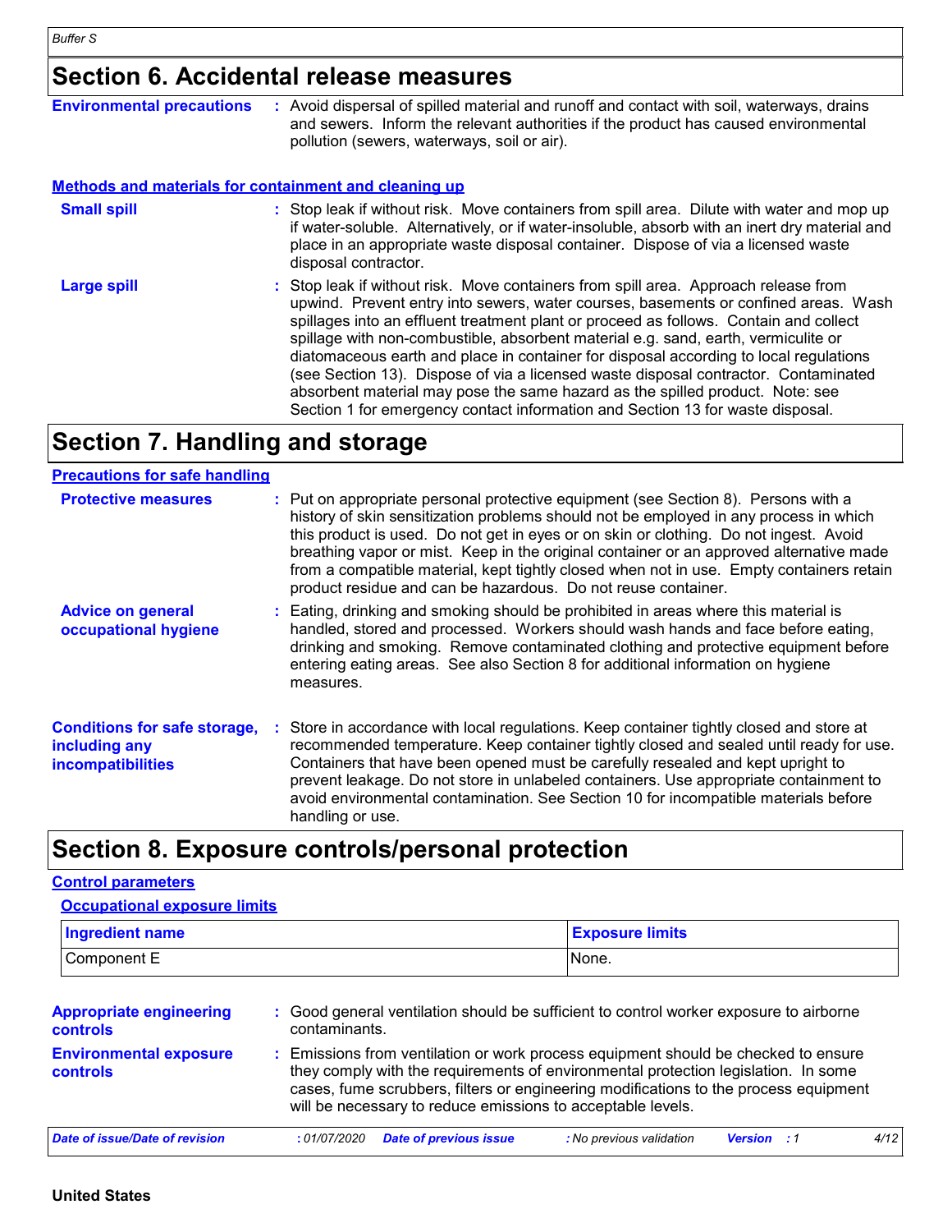## Section 6. Accidental release measures

**Environmental precautions** : Avoid dispersal of spilled material and runoff and contact with soil, waterways, drains and sewers. Inform the relevant authorities if the product has caused environmental pollution (sewers, waterways, soil or air).

### Methods and materials for containment and cleaning up

**Small spill** : Stop leak if without risk. Move containers from spill area. Dilute with water and mop up if water-soluble. Alternatively, or if water-insoluble, absorb with an inert dry material and place in an appropriate waste disposal container. Dispose of via a licensed waste disposal contractor.

**Large spill** : Stop leak if without risk. Move containers from spill area. Approach release from upwind. Prevent entry into sewers, water courses, basements or confined areas. Wash spillages into an effluent treatment plant or proceed as follows. Contain and collect spillage with non-combustible, absorbent material e.g. sand, earth, vermiculite or diatomaceous earth and place in container for disposal according to local regulations (see Section 13). Dispose of via a licensed waste disposal contractor. Contaminated absorbent material may pose the same hazard as the spilled product. Note: see Section 1 for emergency contact information and Section 13 for waste disposal.

## Section 7. Handling and storage

### Precautions for safe handling

**Protective measures** : Put on appropriate personal protective equipment (see Section 8). Persons with a history of skin sensitization problems should not be employed in any process in which this product is used. Do not get in eyes or on skin or clothing. Do not ingest. Avoid breathing vapor or mist. Keep in the original container or an approved alternative made from a compatible material, kept tightly closed when not in use. Empty containers retain product residue and can be hazardous. Do not reuse container.

**Advice on general occupational hygiene** : Eating, drinking and smoking should be prohibited in areas where this material is handled, stored and processed. Workers should wash hands and face before eating, drinking and smoking. Remove contaminated clothing and protective equipment before entering eating areas. See also Section 8 for additional information on hygiene measures.

**Conditions for safe storage, including any incompatibilities** : Store in accordance with local regulations. Keep container tightly closed and store at recommended temperature. Keep container tightly closed and sealed until ready for use. Containers that have been opened must be carefully resealed and kept upright to prevent leakage. Do not store in unlabeled containers. Use appropriate containment to avoid environmental contamination. See Section 10 for incompatible materials before handling or use.

## Section 8. Exposure controls/personal protection

### Control parameters

#### Occupational exposure limits

| Ingredient name | Exposure limits |
|---|---|
| Component E | None. |

**Appropriate engineering controls** : Good general ventilation should be sufficient to control worker exposure to airborne contaminants.

**Environmental exposure controls** : Emissions from ventilation or work process equipment should be checked to ensure they comply with the requirements of environmental protection legislation. In some cases, fume scrubbers, filters or engineering modifications to the process equipment will be necessary to reduce emissions to acceptable levels.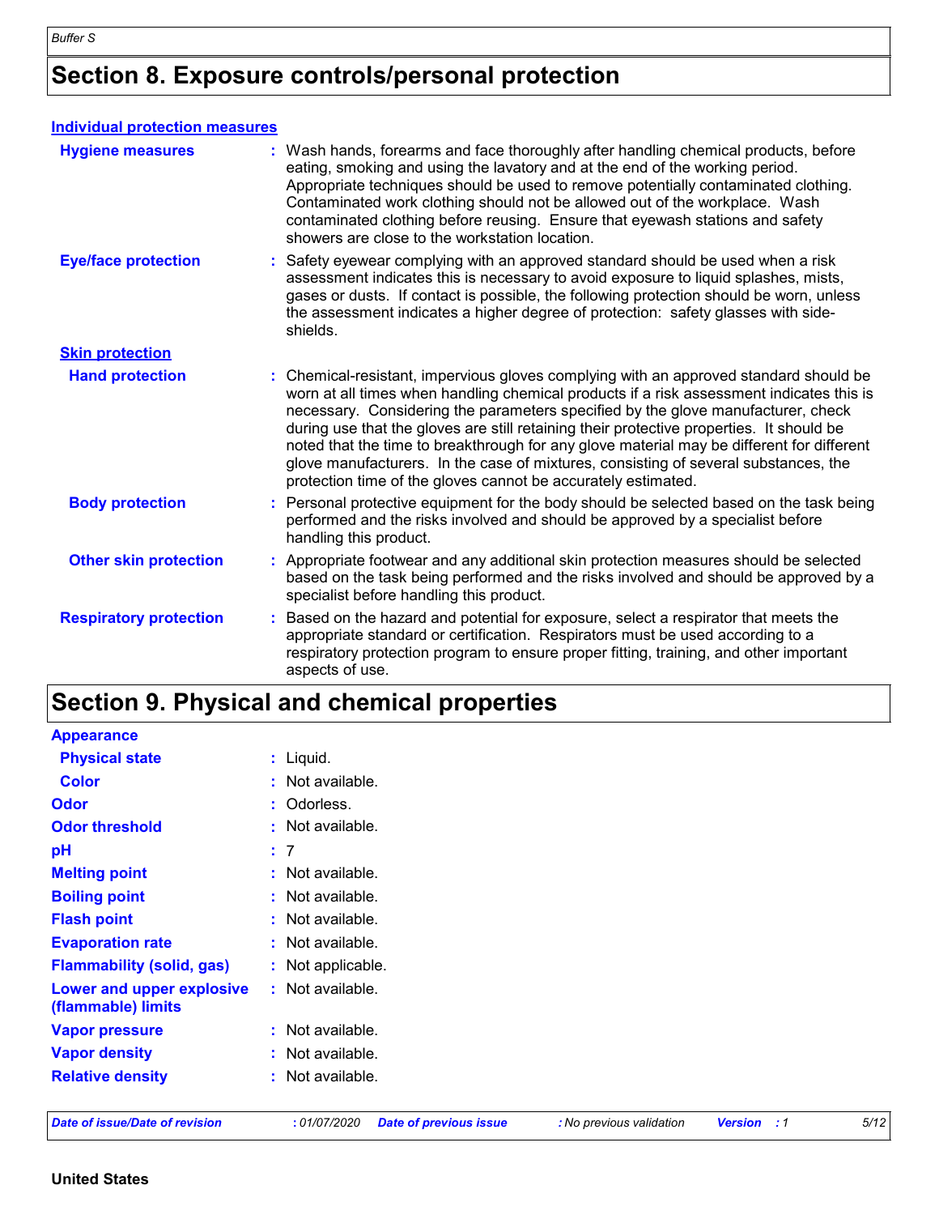# Section 8. Exposure controls/personal protection

## Individual protection measures

**Hygiene measures** : Wash hands, forearms and face thoroughly after handling chemical products, before eating, smoking and using the lavatory and at the end of the working period. Appropriate techniques should be used to remove potentially contaminated clothing. Contaminated work clothing should not be allowed out of the workplace. Wash contaminated clothing before reusing. Ensure that eyewash stations and safety showers are close to the workstation location.

**Eye/face protection** : Safety eyewear complying with an approved standard should be used when a risk assessment indicates this is necessary to avoid exposure to liquid splashes, mists, gases or dusts. If contact is possible, the following protection should be worn, unless the assessment indicates a higher degree of protection: safety glasses with side-shields.

### Skin protection

**Hand protection** : Chemical-resistant, impervious gloves complying with an approved standard should be worn at all times when handling chemical products if a risk assessment indicates this is necessary. Considering the parameters specified by the glove manufacturer, check during use that the gloves are still retaining their protective properties. It should be noted that the time to breakthrough for any glove material may be different for different glove manufacturers. In the case of mixtures, consisting of several substances, the protection time of the gloves cannot be accurately estimated.

**Body protection** : Personal protective equipment for the body should be selected based on the task being performed and the risks involved and should be approved by a specialist before handling this product.

**Other skin protection** : Appropriate footwear and any additional skin protection measures should be selected based on the task being performed and the risks involved and should be approved by a specialist before handling this product.

**Respiratory protection** : Based on the hazard and potential for exposure, select a respirator that meets the appropriate standard or certification. Respirators must be used according to a respiratory protection program to ensure proper fitting, training, and other important aspects of use.

# Section 9. Physical and chemical properties

**Appearance**

- **Physical state** : Liquid.
- **Color** : Not available.

**Odor** : Odorless.

**Odor threshold** : Not available.

**pH** : 7

**Melting point** : Not available.

**Boiling point** : Not available.

**Flash point** : Not available.

**Evaporation rate** : Not available.

**Flammability (solid, gas)** : Not applicable.

**Lower and upper explosive (flammable) limits** : Not available.

**Vapor pressure** : Not available.

**Vapor density** : Not available.

**Relative density** : Not available.

*Date of issue/Date of revision* : 01/07/2020 *Date of previous issue* : No previous validation *Version* : 1

**United States**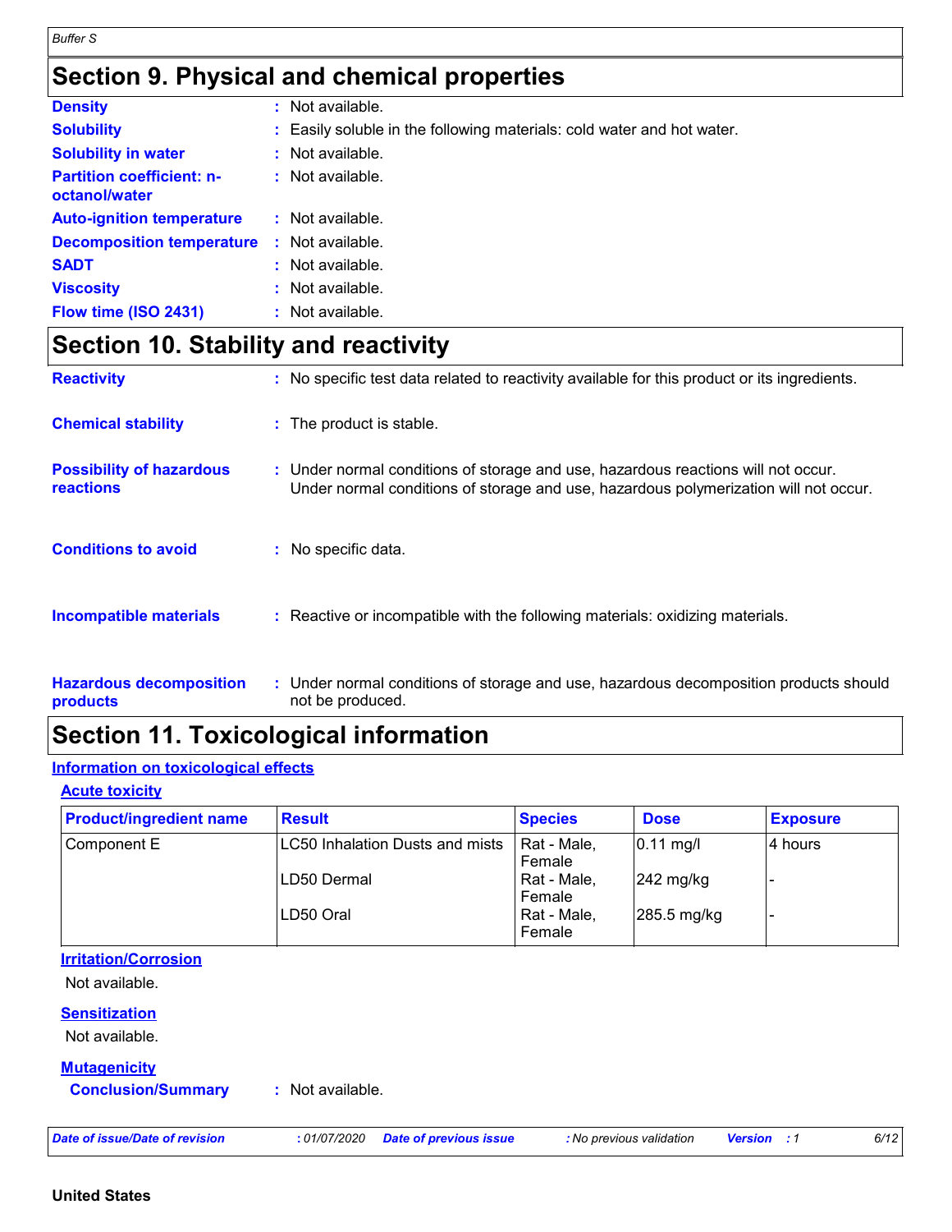# Section 9. Physical and chemical properties

**Density** : Not available.

**Solubility** : Easily soluble in the following materials: cold water and hot water.

**Solubility in water** : Not available.

**Partition coefficient: n-octanol/water** : Not available.

**Auto-ignition temperature** : Not available.

**Decomposition temperature** : Not available.

**SADT** : Not available.

**Viscosity** : Not available.

**Flow time (ISO 2431)** : Not available.

# Section 10. Stability and reactivity

**Reactivity** : No specific test data related to reactivity available for this product or its ingredients.

**Chemical stability** : The product is stable.

**Possibility of hazardous reactions** : Under normal conditions of storage and use, hazardous reactions will not occur. Under normal conditions of storage and use, hazardous polymerization will not occur.

**Conditions to avoid** : No specific data.

**Incompatible materials** : Reactive or incompatible with the following materials: oxidizing materials.

**Hazardous decomposition products** : Under normal conditions of storage and use, hazardous decomposition products should not be produced.

# Section 11. Toxicological information

## Information on toxicological effects

### Acute toxicity

| Product/ingredient name | Result | Species | Dose | Exposure |
|---|---|---|---|---|
| Component E | LC50 Inhalation Dusts and mists | Rat - Male, Female | 0.11 mg/l | 4 hours |
| | LD50 Dermal | Rat - Male, Female | 242 mg/kg | - |
| | LD50 Oral | Rat - Male, Female | 285.5 mg/kg | - |

### Irritation/Corrosion

Not available.

### Sensitization

Not available.

### Mutagenicity

**Conclusion/Summary** : Not available.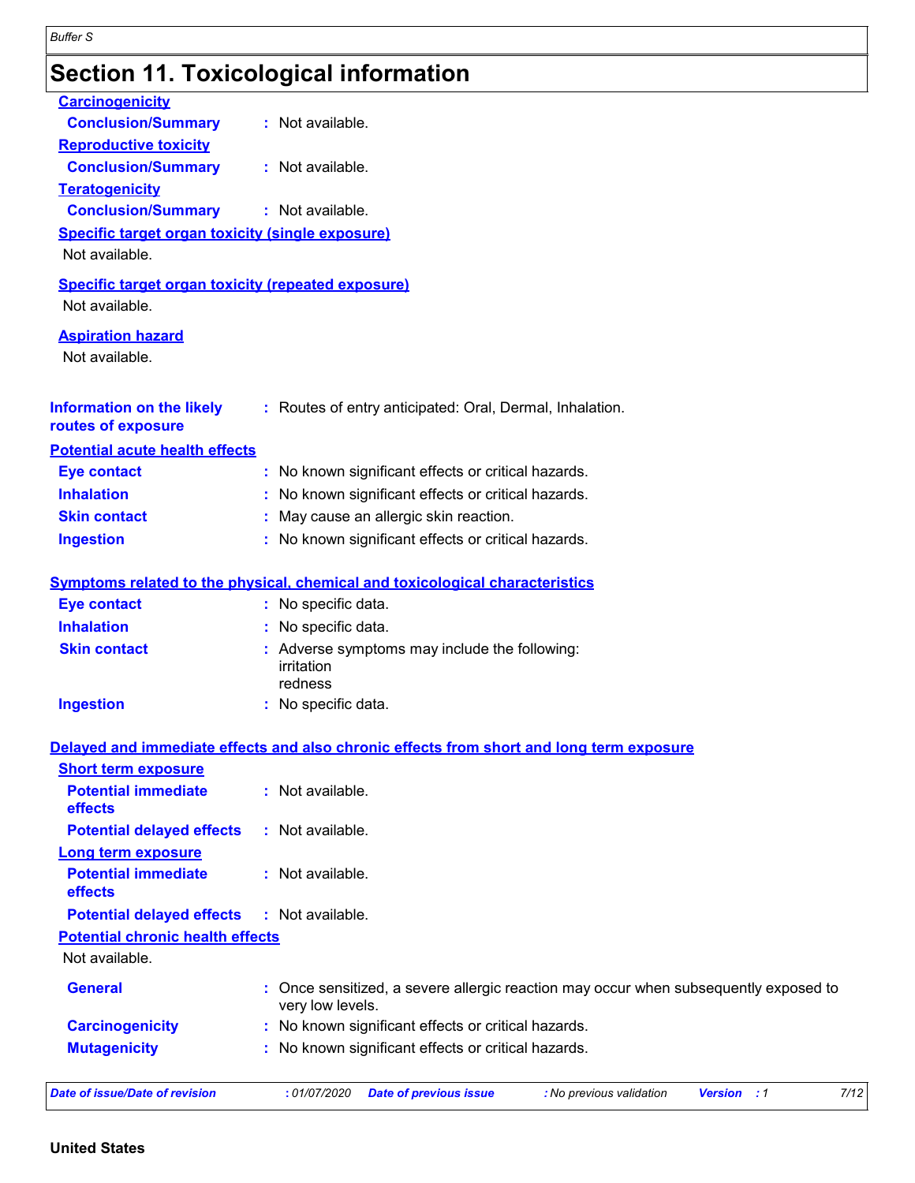## Section 11. Toxicological information

**Carcinogenicity**

**Conclusion/Summary** : Not available.

**Reproductive toxicity**

**Conclusion/Summary** : Not available.

**Teratogenicity**

**Conclusion/Summary** : Not available.

**Specific target organ toxicity (single exposure)**

Not available.

**Specific target organ toxicity (repeated exposure)**

Not available.

**Aspiration hazard**

Not available.

**Information on the likely routes of exposure** : Routes of entry anticipated: Oral, Dermal, Inhalation.

**Potential acute health effects**

**Eye contact** : No known significant effects or critical hazards.

**Inhalation** : No known significant effects or critical hazards.

**Skin contact** : May cause an allergic skin reaction.

**Ingestion** : No known significant effects or critical hazards.

**Symptoms related to the physical, chemical and toxicological characteristics**

**Eye contact** : No specific data.

**Inhalation** : No specific data.

**Skin contact** : Adverse symptoms may include the following:
irritation
redness

**Ingestion** : No specific data.

**Delayed and immediate effects and also chronic effects from short and long term exposure**

**Short term exposure**

**Potential immediate effects** : Not available.

**Potential delayed effects** : Not available.

**Long term exposure**

**Potential immediate effects** : Not available.

**Potential delayed effects** : Not available.

**Potential chronic health effects**

Not available.

**General** : Once sensitized, a severe allergic reaction may occur when subsequently exposed to very low levels.

**Carcinogenicity** : No known significant effects or critical hazards.

**Mutagenicity** : No known significant effects or critical hazards.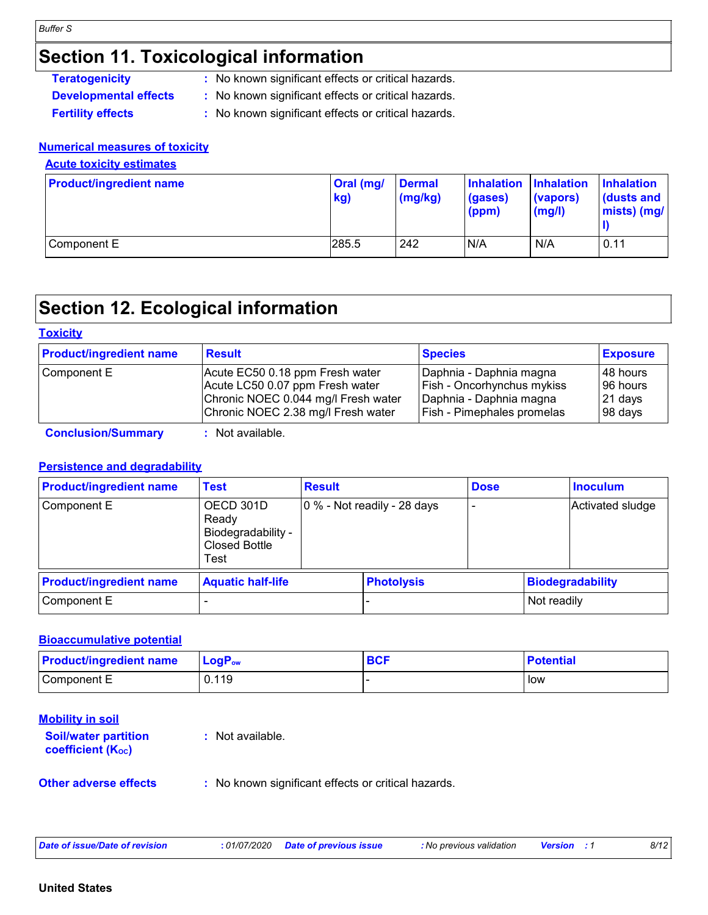# Section 11. Toxicological information

**Teratogenicity** : No known significant effects or critical hazards.

**Developmental effects** : No known significant effects or critical hazards.

**Fertility effects** : No known significant effects or critical hazards.

### Numerical measures of toxicity

#### Acute toxicity estimates

| Product/ingredient name | Oral (mg/kg) | Dermal (mg/kg) | Inhalation (gases) (ppm) | Inhalation (vapors) (mg/l) | Inhalation (dusts and mists) (mg/l) |
|---|---|---|---|---|---|
| Component E | 285.5 | 242 | N/A | N/A | 0.11 |

# Section 12. Ecological information

### Toxicity

| Product/ingredient name | Result | Species | Exposure |
|---|---|---|---|
| Component E | Acute EC50 0.18 ppm Fresh water<br>Acute LC50 0.07 ppm Fresh water<br>Chronic NOEC 0.044 mg/l Fresh water<br>Chronic NOEC 2.38 mg/l Fresh water | Daphnia - Daphnia magna<br>Fish - Oncorhynchus mykiss<br>Daphnia - Daphnia magna<br>Fish - Pimephales promelas | 48 hours<br>96 hours<br>21 days<br>98 days |

**Conclusion/Summary** : Not available.

### Persistence and degradability

| Product/ingredient name | Test | Result | Dose | Inoculum |
|---|---|---|---|---|
| Component E | OECD 301D Ready Biodegradability - Closed Bottle Test | 0 % - Not readily - 28 days | - | Activated sludge |

| Product/ingredient name | Aquatic half-life | Photolysis | Biodegradability |
|---|---|---|---|
| Component E | - | - | Not readily |

### Bioaccumulative potential

| Product/ingredient name | $LogP_{ow}$ | BCF | Potential |
|---|---|---|---|
| Component E | 0.119 | - | low |

### Mobility in soil

**Soil/water partition coefficient ($K_{OC}$)** : Not available.

**Other adverse effects** : No known significant effects or critical hazards.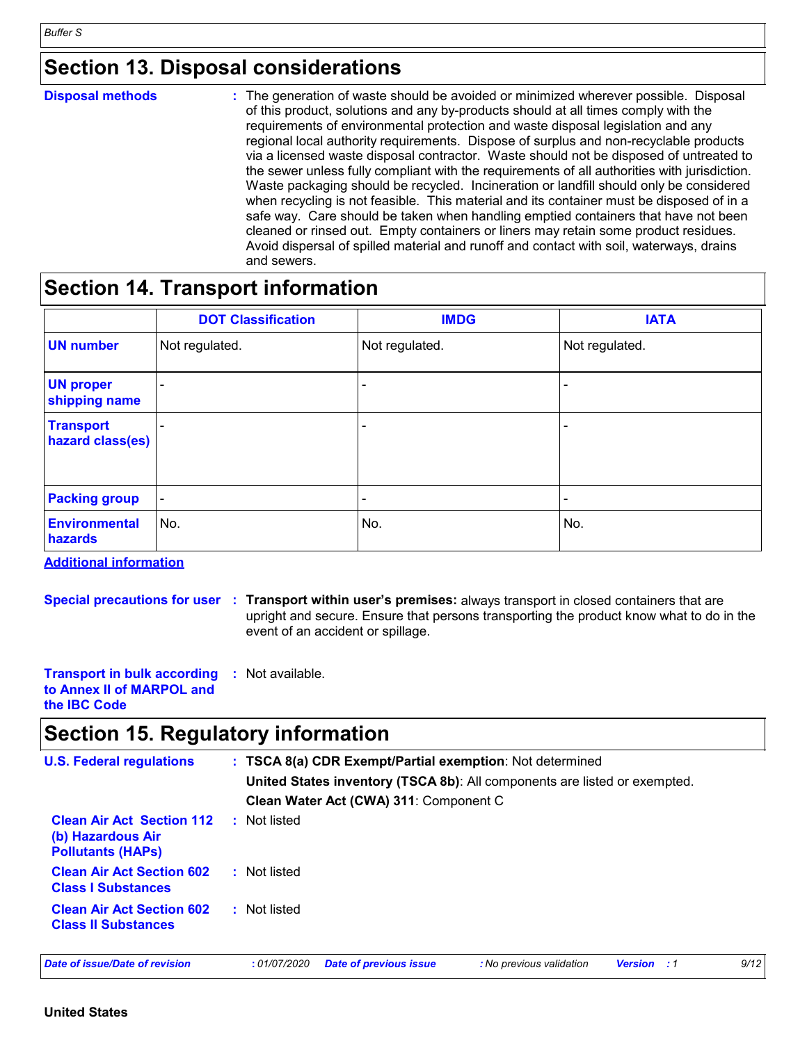## Section 13. Disposal considerations

**Disposal methods** : The generation of waste should be avoided or minimized wherever possible. Disposal of this product, solutions and any by-products should at all times comply with the requirements of environmental protection and waste disposal legislation and any regional local authority requirements. Dispose of surplus and non-recyclable products via a licensed waste disposal contractor. Waste should not be disposed of untreated to the sewer unless fully compliant with the requirements of all authorities with jurisdiction. Waste packaging should be recycled. Incineration or landfill should only be considered when recycling is not feasible. This material and its container must be disposed of in a safe way. Care should be taken when handling emptied containers that have not been cleaned or rinsed out. Empty containers or liners may retain some product residues. Avoid dispersal of spilled material and runoff and contact with soil, waterways, drains and sewers.

## Section 14. Transport information

| | DOT Classification | IMDG | IATA |
|---|---|---|---|
| **UN number** | Not regulated. | Not regulated. | Not regulated. |
| **UN proper shipping name** | - | - | - |
| **Transport hazard class(es)** | - | - | - |
| **Packing group** | - | - | - |
| **Environmental hazards** | No. | No. | No. |

**Additional information**

**Special precautions for user** : **Transport within user's premises:** always transport in closed containers that are upright and secure. Ensure that persons transporting the product know what to do in the event of an accident or spillage.

**Transport in bulk according to Annex II of MARPOL and the IBC Code** : Not available.

## Section 15. Regulatory information

**U.S. Federal regulations** : **TSCA 8(a) CDR Exempt/Partial exemption**: Not determined

**United States inventory (TSCA 8b)**: All components are listed or exempted.

**Clean Water Act (CWA) 311**: Component C

**Clean Air Act Section 112 (b) Hazardous Air Pollutants (HAPs)** : Not listed

**Clean Air Act Section 602 Class I Substances** : Not listed

**Clean Air Act Section 602 Class II Substances** : Not listed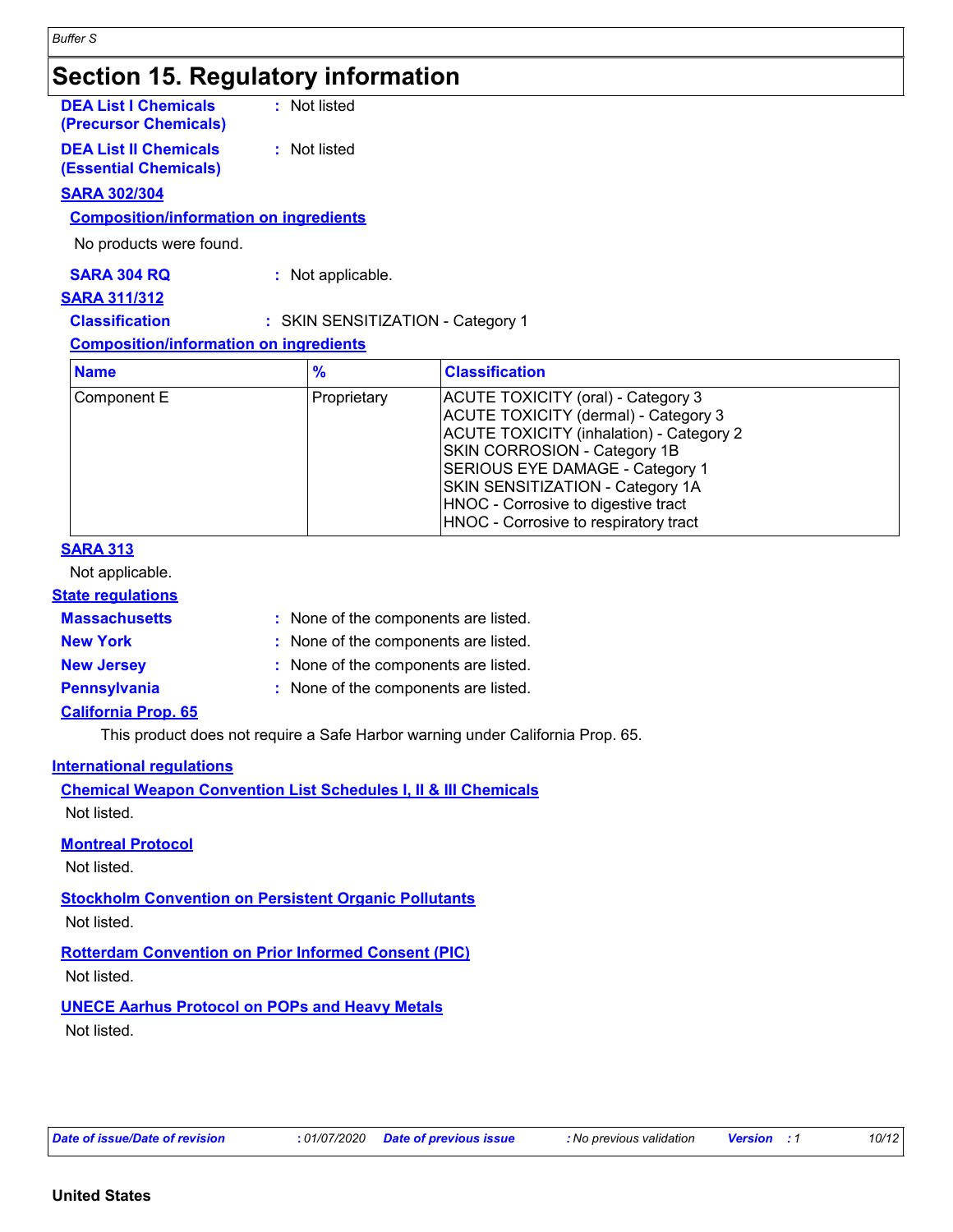# Section 15. Regulatory information

**DEA List I Chemicals (Precursor Chemicals)** : Not listed

**DEA List II Chemicals (Essential Chemicals)** : Not listed

**SARA 302/304**

**Composition/information on ingredients**

No products were found.

**SARA 304 RQ** : Not applicable.

**SARA 311/312**

**Classification** : SKIN SENSITIZATION - Category 1

**Composition/information on ingredients**

| Name | % | Classification |
| --- | --- | --- |
| Component E | Proprietary | ACUTE TOXICITY (oral) - Category 3<br>ACUTE TOXICITY (dermal) - Category 3<br>ACUTE TOXICITY (inhalation) - Category 2<br>SKIN CORROSION - Category 1B<br>SERIOUS EYE DAMAGE - Category 1<br>SKIN SENSITIZATION - Category 1A<br>HNOC - Corrosive to digestive tract<br>HNOC - Corrosive to respiratory tract |

**SARA 313**

Not applicable.

**State regulations**

**Massachusetts** : None of the components are listed.

**New York** : None of the components are listed.

**New Jersey** : None of the components are listed.

**Pennsylvania** : None of the components are listed.

**California Prop. 65**

This product does not require a Safe Harbor warning under California Prop. 65.

**International regulations**

**Chemical Weapon Convention List Schedules I, II & III Chemicals**

Not listed.

**Montreal Protocol**

Not listed.

**Stockholm Convention on Persistent Organic Pollutants**

Not listed.

**Rotterdam Convention on Prior Informed Consent (PIC)**

Not listed.

**UNECE Aarhus Protocol on POPs and Heavy Metals**

Not listed.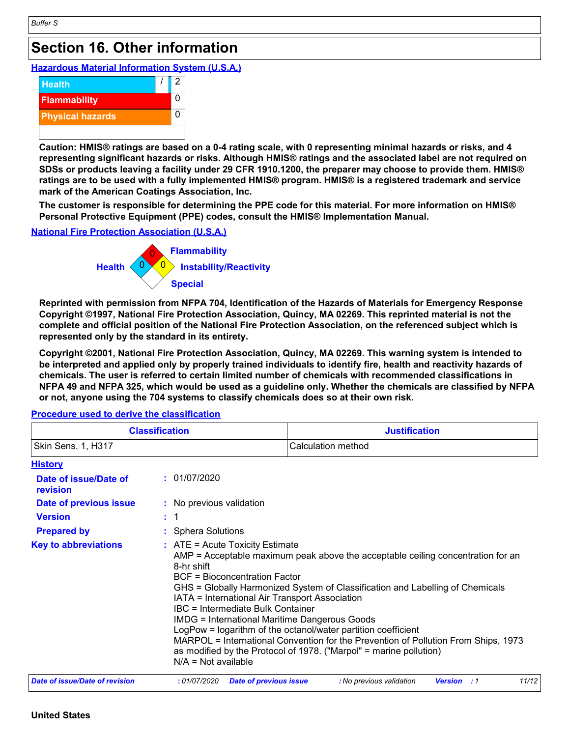## Section 16. Other information

**Hazardous Material Information System (U.S.A.)**

| | | |
|---|---|---|
| Health | / | 2 |
| Flammability | | 0 |
| Physical hazards | | 0 |

**Caution: HMIS® ratings are based on a 0-4 rating scale, with 0 representing minimal hazards or risks, and 4 representing significant hazards or risks. Although HMIS® ratings and the associated label are not required on SDSs or products leaving a facility under 29 CFR 1910.1200, the preparer may choose to provide them. HMIS® ratings are to be used with a fully implemented HMIS® program. HMIS® is a registered trademark and service mark of the American Coatings Association, Inc.**

**The customer is responsible for determining the PPE code for this material. For more information on HMIS® Personal Protective Equipment (PPE) codes, consult the HMIS® Implementation Manual.**

**National Fire Protection Association (U.S.A.)**

Flammability: 0

Health: 0

Instability/Reactivity: 0

Special:

**Reprinted with permission from NFPA 704, Identification of the Hazards of Materials for Emergency Response Copyright ©1997, National Fire Protection Association, Quincy, MA 02269. This reprinted material is not the complete and official position of the National Fire Protection Association, on the referenced subject which is represented only by the standard in its entirety.**

**Copyright ©2001, National Fire Protection Association, Quincy, MA 02269. This warning system is intended to be interpreted and applied only by properly trained individuals to identify fire, health and reactivity hazards of chemicals. The user is referred to certain limited number of chemicals with recommended classifications in NFPA 49 and NFPA 325, which would be used as a guideline only. Whether the chemicals are classified by NFPA or not, anyone using the 704 systems to classify chemicals does so at their own risk.**

**Procedure used to derive the classification**

| Classification | Justification |
|---|---|
| Skin Sens. 1, H317 | Calculation method |

**History**

**Date of issue/Date of revision** : 01/07/2020

**Date of previous issue** : No previous validation

**Version** : 1

**Prepared by** : Sphera Solutions

**Key to abbreviations** : ATE = Acute Toxicity Estimate
AMP = Acceptable maximum peak above the acceptable ceiling concentration for an 8-hr shift
BCF = Bioconcentration Factor
GHS = Globally Harmonized System of Classification and Labelling of Chemicals
IATA = International Air Transport Association
IBC = Intermediate Bulk Container
IMDG = International Maritime Dangerous Goods
LogPow = logarithm of the octanol/water partition coefficient
MARPOL = International Convention for the Prevention of Pollution From Ships, 1973 as modified by the Protocol of 1978. ("Marpol" = marine pollution)
N/A = Not available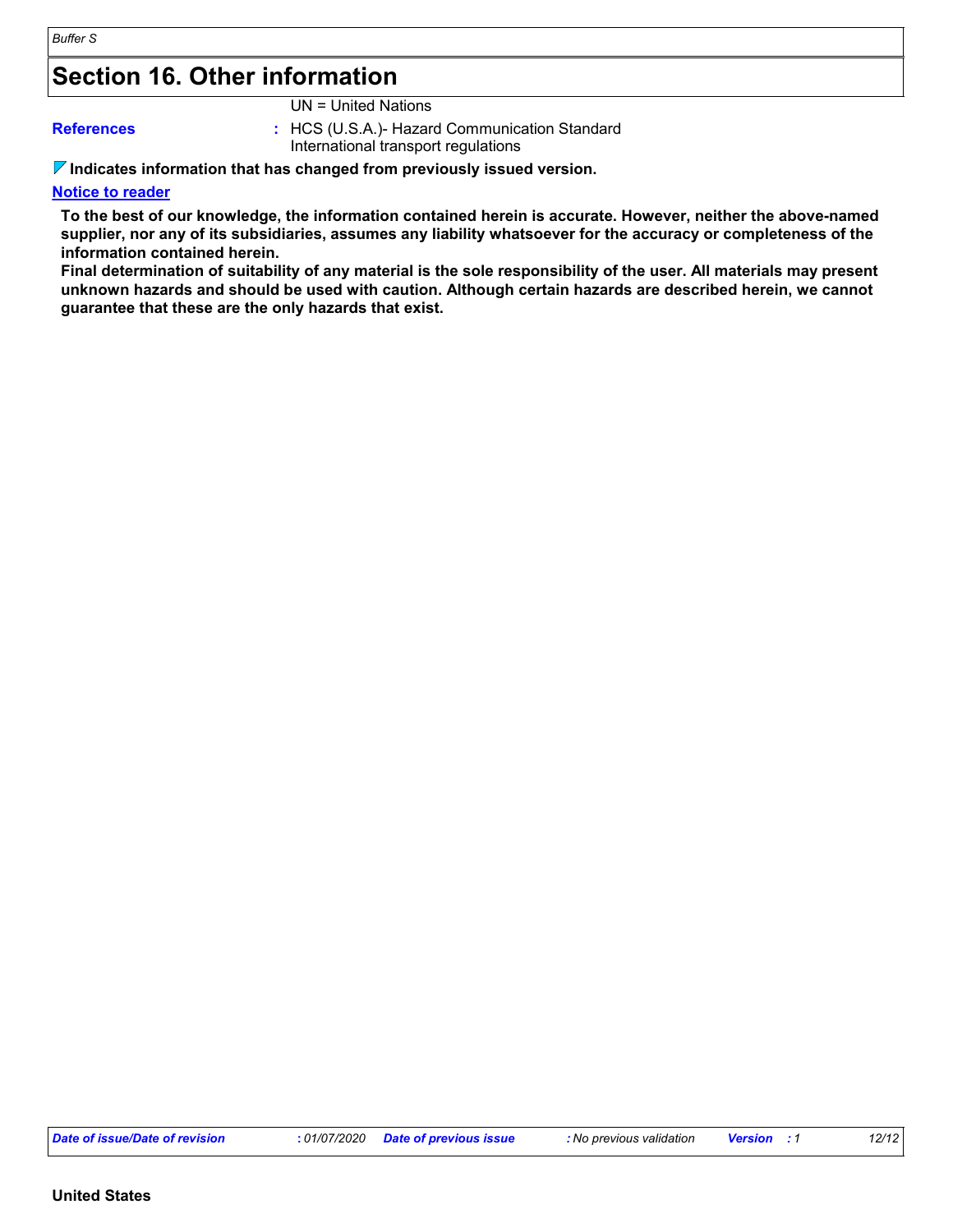## Section 16. Other information

UN = United Nations

**References** : HCS (U.S.A.)- Hazard Communication Standard
International transport regulations

**Indicates information that has changed from previously issued version.**

**Notice to reader**

**To the best of our knowledge, the information contained herein is accurate. However, neither the above-named supplier, nor any of its subsidiaries, assumes any liability whatsoever for the accuracy or completeness of the information contained herein.**
**Final determination of suitability of any material is the sole responsibility of the user. All materials may present unknown hazards and should be used with caution. Although certain hazards are described herein, we cannot guarantee that these are the only hazards that exist.**